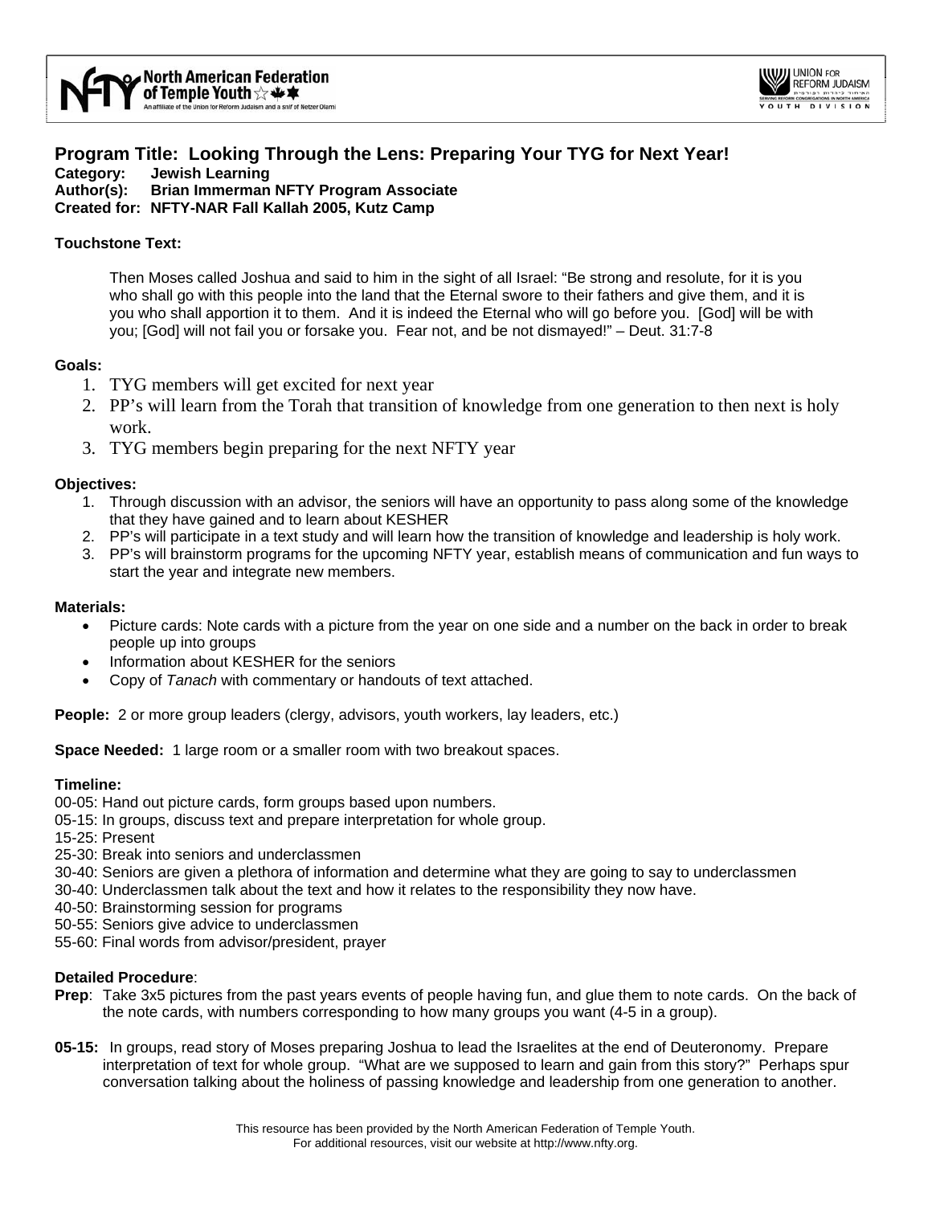**North American Federation of Temple Youth** — An affiliate of the Union for Reform Judaism and a snif of Netzer Olami

**UNION FOR REFORM JUDAISM — YOUTH DIVISION**

## Program Title: Looking Through the Lens: Preparing Your TYG for Next Year!

**Category:** Jewish Learning
**Author(s):** Brian Immerman NFTY Program Associate
**Created for:** NFTY-NAR Fall Kallah 2005, Kutz Camp

**Touchstone Text:**

> Then Moses called Joshua and said to him in the sight of all Israel: "Be strong and resolute, for it is you who shall go with this people into the land that the Eternal swore to their fathers and give them, and it is you who shall apportion it to them. And it is indeed the Eternal who will go before you. [God] will be with you; [God] will not fail you or forsake you. Fear not, and be not dismayed!" – Deut. 31:7-8

**Goals:**

1. TYG members will get excited for next year
2. PP's will learn from the Torah that transition of knowledge from one generation to then next is holy work.
3. TYG members begin preparing for the next NFTY year

**Objectives:**

1. Through discussion with an advisor, the seniors will have an opportunity to pass along some of the knowledge that they have gained and to learn about KESHER
2. PP's will participate in a text study and will learn how the transition of knowledge and leadership is holy work.
3. PP's will brainstorm programs for the upcoming NFTY year, establish means of communication and fun ways to start the year and integrate new members.

**Materials:**

- Picture cards: Note cards with a picture from the year on one side and a number on the back in order to break people up into groups
- Information about KESHER for the seniors
- Copy of *Tanach* with commentary or handouts of text attached.

**People:** 2 or more group leaders (clergy, advisors, youth workers, lay leaders, etc.)

**Space Needed:** 1 large room or a smaller room with two breakout spaces.

**Timeline:**
00-05: Hand out picture cards, form groups based upon numbers.
05-15: In groups, discuss text and prepare interpretation for whole group.
15-25: Present
25-30: Break into seniors and underclassmen
30-40: Seniors are given a plethora of information and determine what they are going to say to underclassmen
30-40: Underclassmen talk about the text and how it relates to the responsibility they now have.
40-50: Brainstorming session for programs
50-55: Seniors give advice to underclassmen
55-60: Final words from advisor/president, prayer

**Detailed Procedure**:

**Prep**: Take 3x5 pictures from the past years events of people having fun, and glue them to note cards. On the back of the note cards, with numbers corresponding to how many groups you want (4-5 in a group).

**05-15:** In groups, read story of Moses preparing Joshua to lead the Israelites at the end of Deuteronomy. Prepare interpretation of text for whole group. "What are we supposed to learn and gain from this story?" Perhaps spur conversation talking about the holiness of passing knowledge and leadership from one generation to another.

This resource has been provided by the North American Federation of Temple Youth.
For additional resources, visit our website at http://www.nfty.org.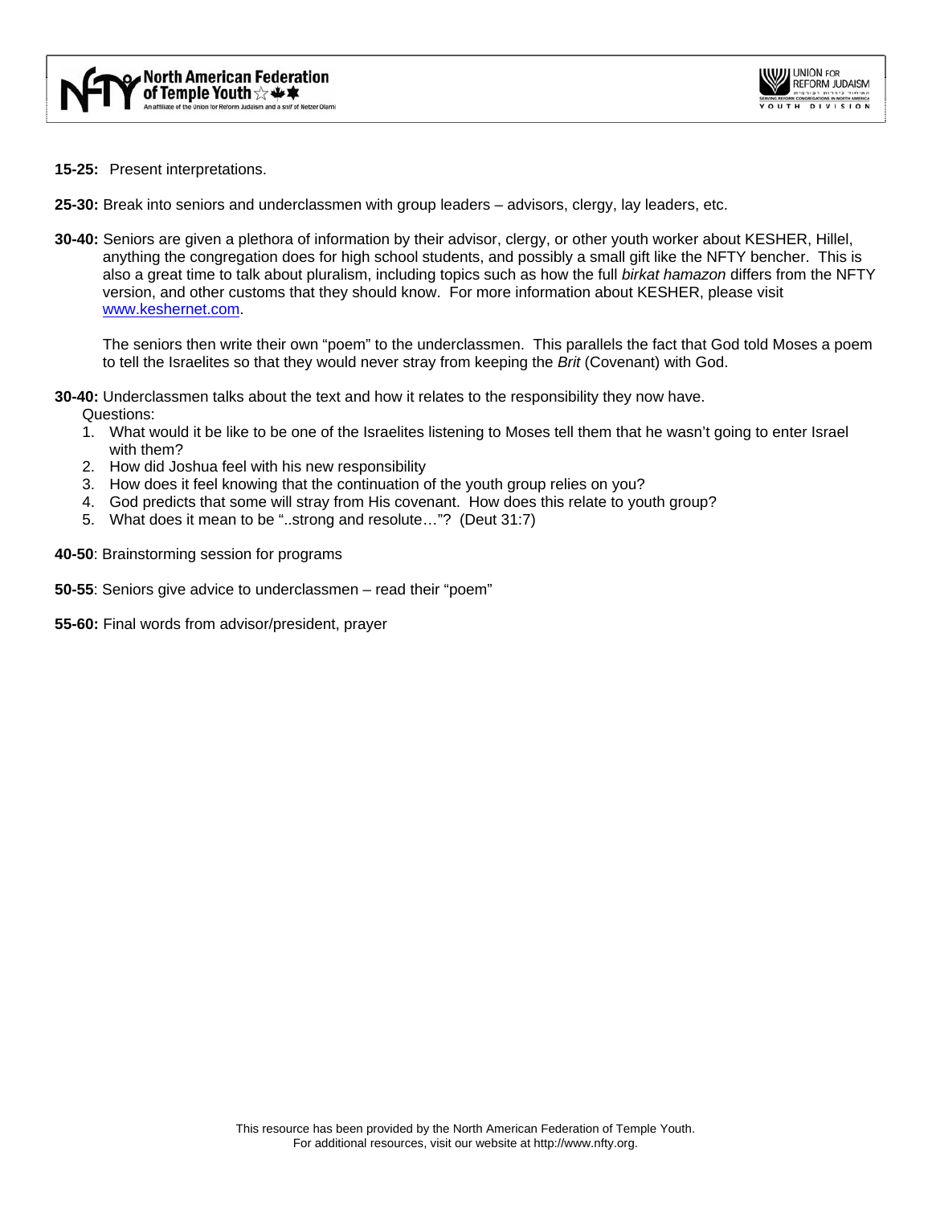**15-25:** Present interpretations.

**25-30:** Break into seniors and underclassmen with group leaders – advisors, clergy, lay leaders, etc.

**30-40:** Seniors are given a plethora of information by their advisor, clergy, or other youth worker about KESHER, Hillel, anything the congregation does for high school students, and possibly a small gift like the NFTY bencher. This is also a great time to talk about pluralism, including topics such as how the full *birkat hamazon* differs from the NFTY version, and other customs that they should know. For more information about KESHER, please visit www.keshernet.com.

The seniors then write their own "poem" to the underclassmen. This parallels the fact that God told Moses a poem to tell the Israelites so that they would never stray from keeping the *Brit* (Covenant) with God.

**30-40:** Underclassmen talks about the text and how it relates to the responsibility they now have.
Questions:

1. What would it be like to be one of the Israelites listening to Moses tell them that he wasn't going to enter Israel with them?
2. How did Joshua feel with his new responsibility
3. How does it feel knowing that the continuation of the youth group relies on you?
4. God predicts that some will stray from His covenant. How does this relate to youth group?
5. What does it mean to be "..strong and resolute…"? (Deut 31:7)

**40-50**: Brainstorming session for programs

**50-55**: Seniors give advice to underclassmen – read their "poem"

**55-60:** Final words from advisor/president, prayer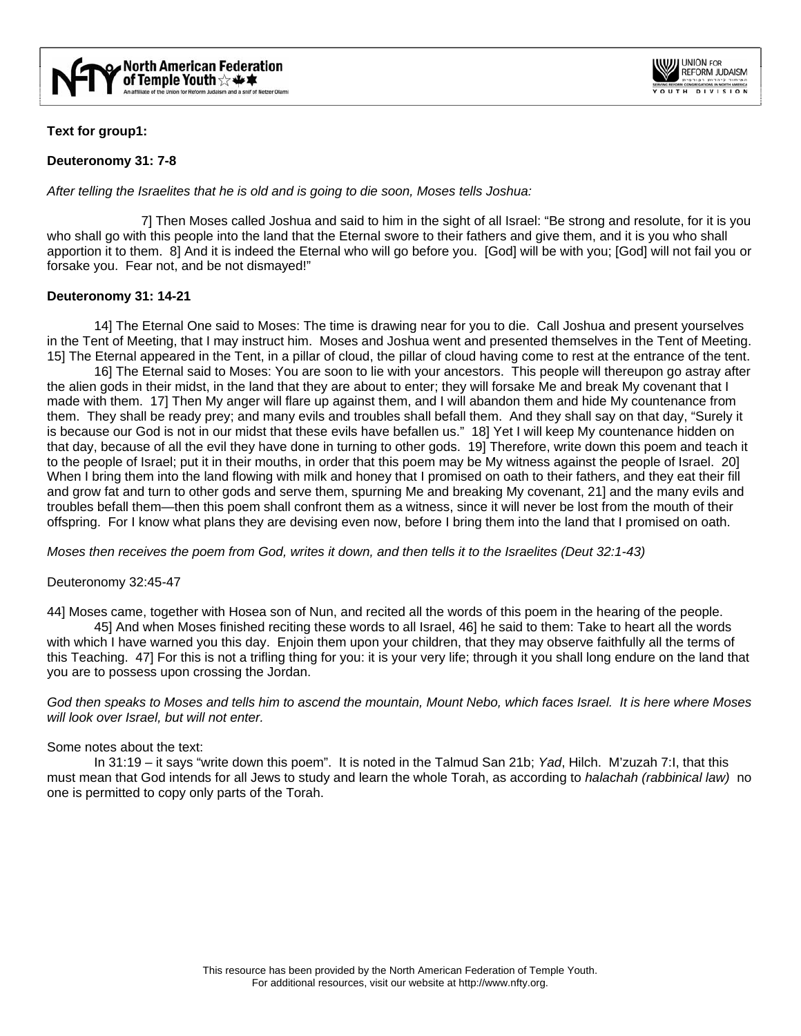**Text for group1:**

**Deuteronomy 31: 7-8**

*After telling the Israelites that he is old and is going to die soon, Moses tells Joshua:*

7] Then Moses called Joshua and said to him in the sight of all Israel: "Be strong and resolute, for it is you who shall go with this people into the land that the Eternal swore to their fathers and give them, and it is you who shall apportion it to them. 8] And it is indeed the Eternal who will go before you. [God] will be with you; [God] will not fail you or forsake you. Fear not, and be not dismayed!"

**Deuteronomy 31: 14-21**

14] The Eternal One said to Moses: The time is drawing near for you to die. Call Joshua and present yourselves in the Tent of Meeting, that I may instruct him. Moses and Joshua went and presented themselves in the Tent of Meeting. 15] The Eternal appeared in the Tent, in a pillar of cloud, the pillar of cloud having come to rest at the entrance of the tent.

16] The Eternal said to Moses: You are soon to lie with your ancestors. This people will thereupon go astray after the alien gods in their midst, in the land that they are about to enter; they will forsake Me and break My covenant that I made with them. 17] Then My anger will flare up against them, and I will abandon them and hide My countenance from them. They shall be ready prey; and many evils and troubles shall befall them. And they shall say on that day, "Surely it is because our God is not in our midst that these evils have befallen us." 18] Yet I will keep My countenance hidden on that day, because of all the evil they have done in turning to other gods. 19] Therefore, write down this poem and teach it to the people of Israel; put it in their mouths, in order that this poem may be My witness against the people of Israel. 20] When I bring them into the land flowing with milk and honey that I promised on oath to their fathers, and they eat their fill and grow fat and turn to other gods and serve them, spurning Me and breaking My covenant, 21] and the many evils and troubles befall them—then this poem shall confront them as a witness, since it will never be lost from the mouth of their offspring. For I know what plans they are devising even now, before I bring them into the land that I promised on oath.

*Moses then receives the poem from God, writes it down, and then tells it to the Israelites (Deut 32:1-43)*

Deuteronomy 32:45-47

44] Moses came, together with Hosea son of Nun, and recited all the words of this poem in the hearing of the people.

45] And when Moses finished reciting these words to all Israel, 46] he said to them: Take to heart all the words with which I have warned you this day. Enjoin them upon your children, that they may observe faithfully all the terms of this Teaching. 47] For this is not a trifling thing for you: it is your very life; through it you shall long endure on the land that you are to possess upon crossing the Jordan.

*God then speaks to Moses and tells him to ascend the mountain, Mount Nebo, which faces Israel. It is here where Moses will look over Israel, but will not enter.*

Some notes about the text:

In 31:19 – it says "write down this poem". It is noted in the Talmud San 21b; *Yad*, Hilch. M'zuzah 7:I, that this must mean that God intends for all Jews to study and learn the whole Torah, as according to *halachah (rabbinical law)* no one is permitted to copy only parts of the Torah.